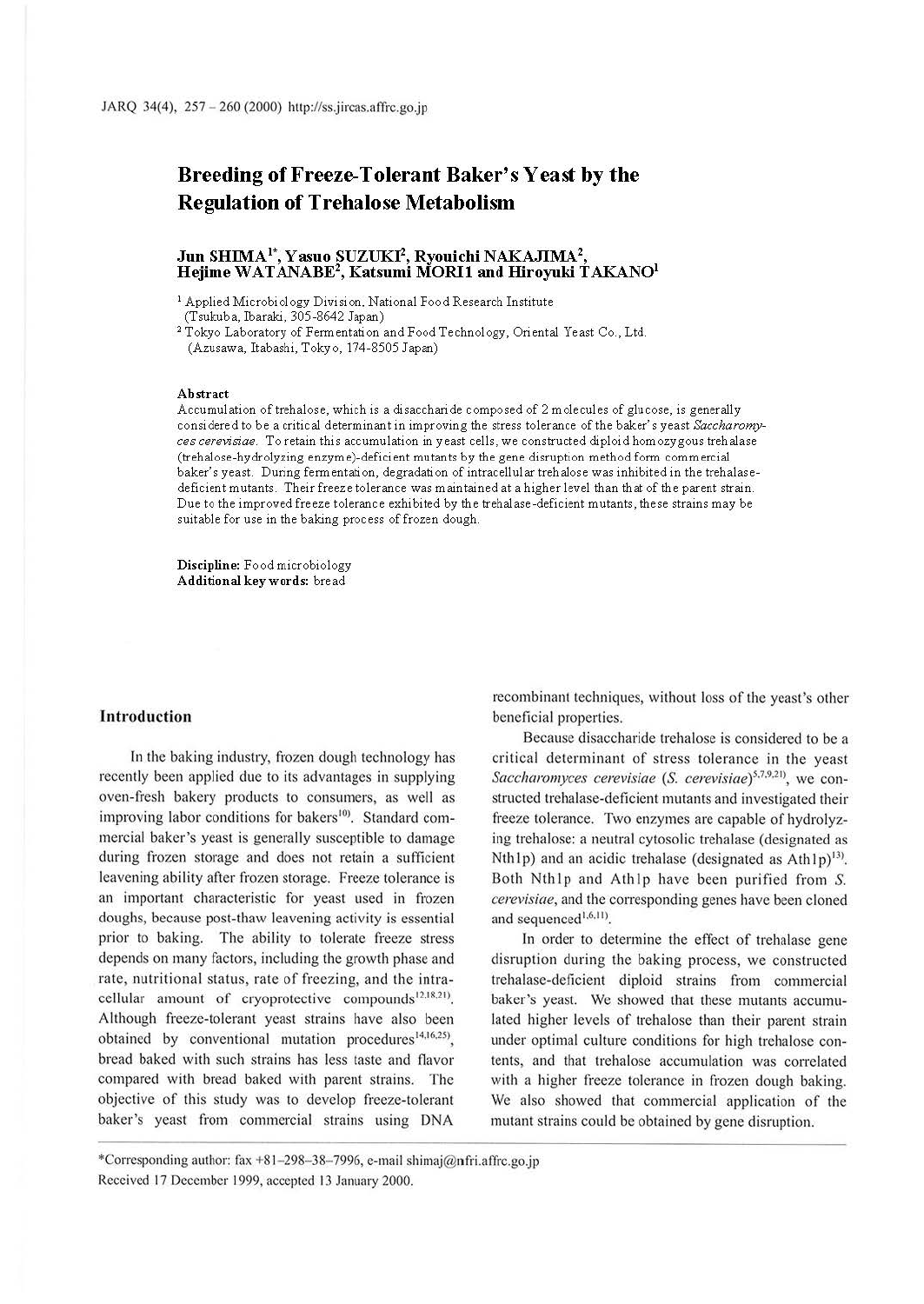# Breeding of Freeze-Tolerant Baker's Yeast by the Regulation of Trehalose Metabolism

**Jun SHIMA[1*], Yasuo SUZUKI[2], Ryouichi NAKAJIMA[2], Hejime WATANABE[2], Katsumi MORI1 and Hiroyuki TAKANO[1]**

[1] Applied Microbiology Division, National Food Research Institute (Tsukuba, Ibaraki, 305-8642 Japan)

[2] Tokyo Laboratory of Fermentation and Food Technology, Oriental Yeast Co., Ltd. (Azusawa, Itabashi, Tokyo, 174-8505 Japan)

### Abstract

Accumulation of trehalose, which is a disaccharide composed of 2 molecules of glucose, is generally considered to be a critical determinant in improving the stress tolerance of the baker's yeast *Saccharomyces cerevisiae*. To retain this accumulation in yeast cells, we constructed diploid homozygous trehalase (trehalose-hydrolyzing enzyme)-deficient mutants by the gene disruption method form commercial baker's yeast. During fermentation, degradation of intracellular trehalose was inhibited in the trehalase-deficient mutants. Their freeze tolerance was maintained at a higher level than that of the parent strain. Due to the improved freeze tolerance exhibited by the trehalase-deficient mutants, these strains may be suitable for use in the baking process of frozen dough.

**Discipline:** Food microbiology
**Additional key words:** bread

## Introduction

In the baking industry, frozen dough technology has recently been applied due to its advantages in supplying oven-fresh bakery products to consumers, as well as improving labor conditions for bakers[10]. Standard commercial baker's yeast is generally susceptible to damage during frozen storage and does not retain a sufficient leavening ability after frozen storage. Freeze tolerance is an important characteristic for yeast used in frozen doughs, because post-thaw leavening activity is essential prior to baking. The ability to tolerate freeze stress depends on many factors, including the growth phase and rate, nutritional status, rate of freezing, and the intracellular amount of cryoprotective compounds[12,18,21]. Although freeze-tolerant yeast strains have also been obtained by conventional mutation procedures[14,16,25], bread baked with such strains has less taste and flavor compared with bread baked with parent strains. The objective of this study was to develop freeze-tolerant baker's yeast from commercial strains using DNA recombinant techniques, without loss of the yeast's other beneficial properties.

Because disaccharide trehalose is considered to be a critical determinant of stress tolerance in the yeast *Saccharomyces cerevisiae* (*S. cerevisiae*)[5,7,9,21], we constructed trehalase-deficient mutants and investigated their freeze tolerance. Two enzymes are capable of hydrolyzing trehalose: a neutral cytosolic trehalase (designated as Nth1p) and an acidic trehalase (designated as Ath1p)[13]. Both Nth1p and Ath1p have been purified from *S. cerevisiae*, and the corresponding genes have been cloned and sequenced[1,6,11].

In order to determine the effect of trehalase gene disruption during the baking process, we constructed trehalase-deficient diploid strains from commercial baker's yeast. We showed that these mutants accumulated higher levels of trehalose than their parent strain under optimal culture conditions for high trehalose contents, and that trehalose accumulation was correlated with a higher freeze tolerance in frozen dough baking. We also showed that commercial application of the mutant strains could be obtained by gene disruption.

*Corresponding author: fax +81-298-38-7996, e-mail shimaj@nfri.affrc.go.jp
Received 17 December 1999, accepted 13 January 2000.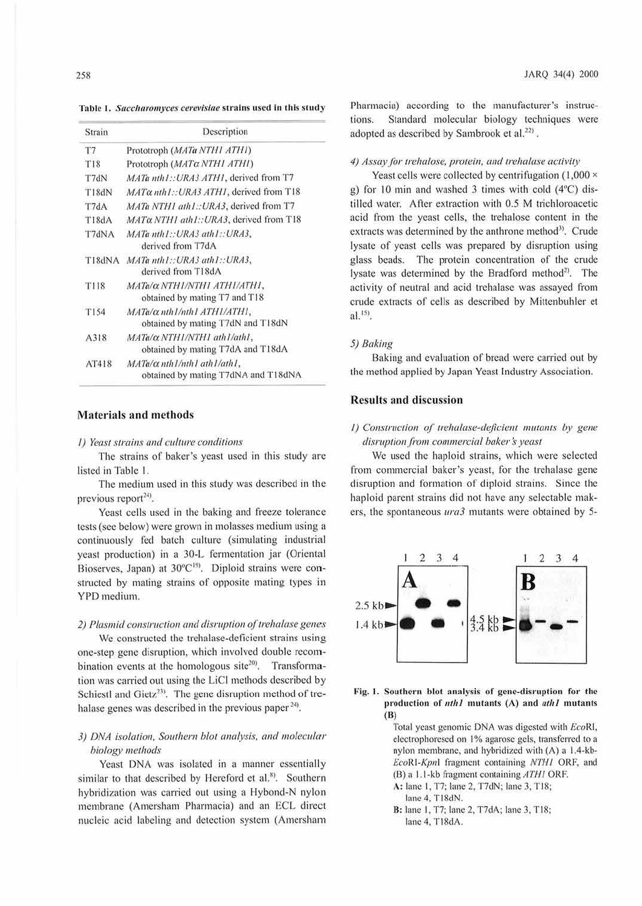**Table 1. *Saccharomyces cerevisiae* strains used in this study**

| Strain | Description |
|---|---|
| T7 | Prototroph (*MATa NTH1 ATH1*) |
| T18 | Prototroph (*MATα NTH1 ATH1*) |
| T7dN | *MATa nth1::URA3 ATH1*, derived from T7 |
| T18dN | *MATα nth1::URA3 ATH1*, derived from T18 |
| T7dA | *MATa NTH1 ath1::URA3*, derived from T7 |
| T18dA | *MATα NTH1 ath1::URA3*, derived from T18 |
| T7dNA | *MATa nth1::URA3 ath1::URA3*, derived from T7dA |
| T18dNA | *MATa nth1::URA3 ath1::URA3*, derived from T18dA |
| T118 | *MATa/α NTH1/NTH1 ATH1/ATH1*, obtained by mating T7 and T18 |
| T154 | *MATa/α nth1/nth1 ATH1/ATH1*, obtained by mating T7dN and T18dN |
| A318 | *MATa/α NTH1/NTH1 ath1/ath1*, obtained by mating T7dA and T18dA |
| AT418 | *MATa/α nth1/nth1 ath1/ath1*, obtained by mating T7dNA and T18dNA |

## Materials and methods

### 1) Yeast strains and culture conditions

The strains of baker's yeast used in this study are listed in Table 1.

The medium used in this study was described in the previous report[24].

Yeast cells used in the baking and freeze tolerance tests (see below) were grown in molasses medium using a continuously fed batch culture (simulating industrial yeast production) in a 30-L fermentation jar (Oriental Bioserves, Japan) at 30°C[19]. Diploid strains were constructed by mating strains of opposite mating types in YPD medium.

### 2) Plasmid construction and disruption of trehalase genes

We constructed the trehalase-deficient strains using one-step gene disruption, which involved double recombination events at the homologous site[20]. Transformation was carried out using the LiCl methods described by Schiestl and Gietz[23]. The gene disruption method of trehalase genes was described in the previous paper[24].

### 3) DNA isolation, Southern blot analysis, and molecular biology methods

Yeast DNA was isolated in a manner essentially similar to that described by Hereford et al.[8]. Southern hybridization was carried out using a Hybond-N nylon membrane (Amersham Pharmacia) and an ECL direct nucleic acid labeling and detection system (Amersham Pharmacia) according to the manufacturer's instructions. Standard molecular biology techniques were adopted as described by Sambrook et al.[22].

### 4) Assay for trehalose, protein, and trehalase activity

Yeast cells were collected by centrifugation (1,000 × g) for 10 min and washed 3 times with cold (4°C) distilled water. After extraction with 0.5 M trichloroacetic acid from the yeast cells, the trehalose content in the extracts was determined by the anthrone method[3]. Crude lysate of yeast cells was prepared by disruption using glass beads. The protein concentration of the crude lysate was determined by the Bradford method[2]. The activity of neutral and acid trehalase was assayed from crude extracts of cells as described by Mittenbuhler et al.[15].

### 5) Baking

Baking and evaluation of bread were carried out by the method applied by Japan Yeast Industry Association.

## Results and discussion

### 1) Construction of trehalase-deficient mutants by gene disruption from commercial baker's yeast

We used the haploid strains, which were selected from commercial baker's yeast, for the trehalase gene disruption and formation of diploid strains. Since the haploid parent strains did not have any selectable makers, the spontaneous *ura3* mutants were obtained by 5-

**Fig. 1. Southern blot analysis of gene-disruption for the production of *nth1* mutants (A) and *ath1* mutants (B)**

Total yeast genomic DNA was digested with *Eco*RI, electrophoresed on 1% agarose gels, transferred to a nylon membrane, and hybridized with (A) a 1.4-kb-*Eco*RI-*Kpn*I fragment containing *NTH1* ORF, and (B) a 1.1-kb fragment containing *ATH1* ORF.

A: lane 1, T7; lane 2, T7dN; lane 3, T18; lane 4, T18dN.

B: lane 1, T7; lane 2, T7dA; lane 3, T18; lane 4, T18dA.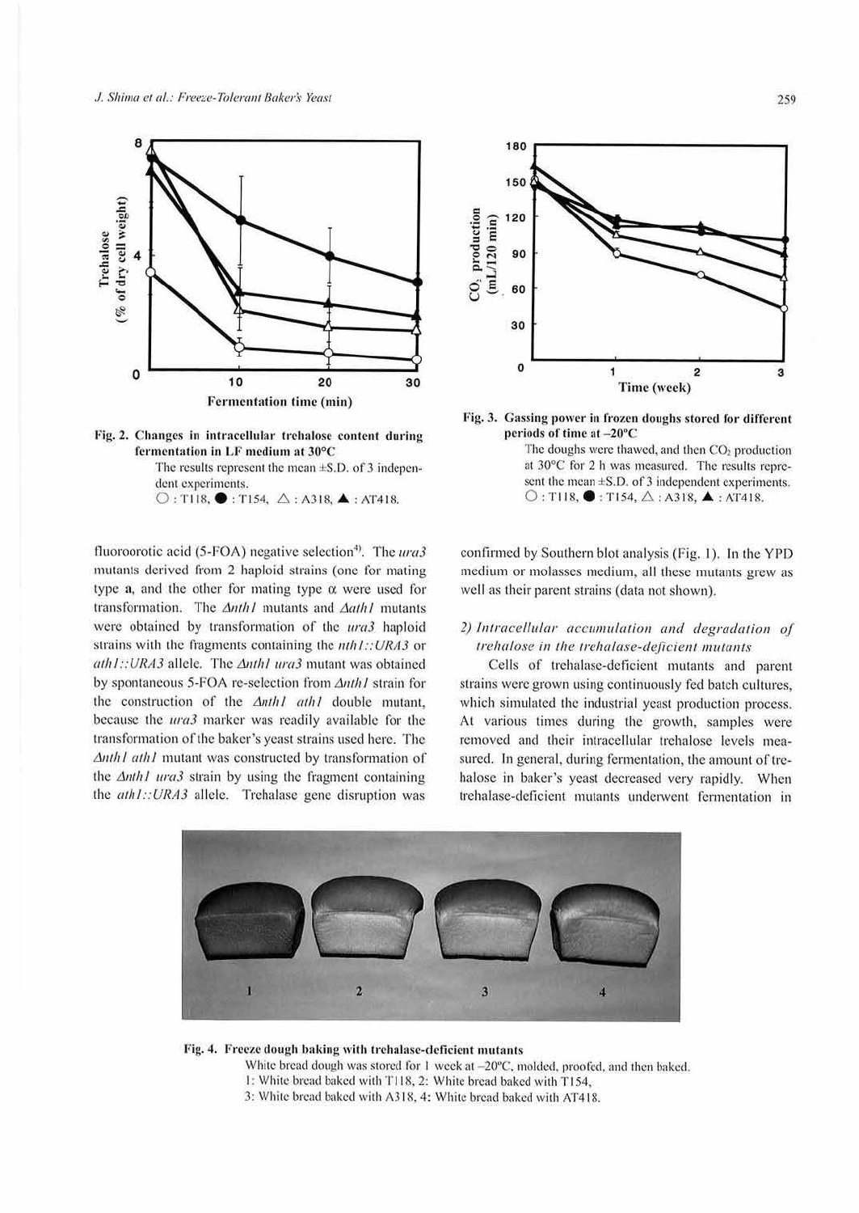Fig. 2. Changes in intracellular trehalose content during fermentation in LF medium at 30°C

The results represent the mean ±S.D. of 3 independent experiments.
○ : T118, ● : T154, △ : A318, ▲ : AT418.

Fig. 3. Gassing power in frozen doughs stored for different periods of time at −20°C

The doughs were thawed, and then $CO_2$ production at 30°C for 2 h was measured. The results represent the mean ±S.D. of 3 independent experiments.
○ : T118, ● : T154, △ : A318, ▲ : AT418.

fluoroorotic acid (5-FOA) negative selection[4]. The *ura3* mutants derived from 2 haploid strains (one for mating type **a**, and the other for mating type α were used for transformation. The Δ*nth1* mutants and Δ*ath1* mutants were obtained by transformation of the *ura3* haploid strains with the fragments containing the *nth1::URA3* or *ath1::URA3* allele. The Δ*nth1 ura3* mutant was obtained by spontaneous 5-FOA re-selection from Δ*nth1* strain for the construction of the Δ*nth1 ath1* double mutant, because the *ura3* marker was readily available for the transformation of the baker's yeast strains used here. The Δ*nth1 ath1* mutant was constructed by transformation of the Δ*nth1 ura3* strain by using the fragment containing the *ath1::URA3* allele. Trehalase gene disruption was confirmed by Southern blot analysis (Fig. 1). In the YPD medium or molasses medium, all these mutants grew as well as their parent strains (data not shown).

### 2) *Intracellular accumulation and degradation of trehalose in the trehalase-deficient mutants*

Cells of trehalase-deficient mutants and parent strains were grown using continuously fed batch cultures, which simulated the industrial yeast production process. At various times during the growth, samples were removed and their intracellular trehalose levels measured. In general, during fermentation, the amount of trehalose in baker's yeast decreased very rapidly. When trehalase-deficient mutants underwent fermentation in

Fig. 4. Freeze dough baking with trehalase-deficient mutants

White bread dough was stored for 1 week at −20°C, molded, proofed, and then baked.
1: White bread baked with T118, 2: White bread baked with T154,
3: White bread baked with A318, 4: White bread baked with AT418.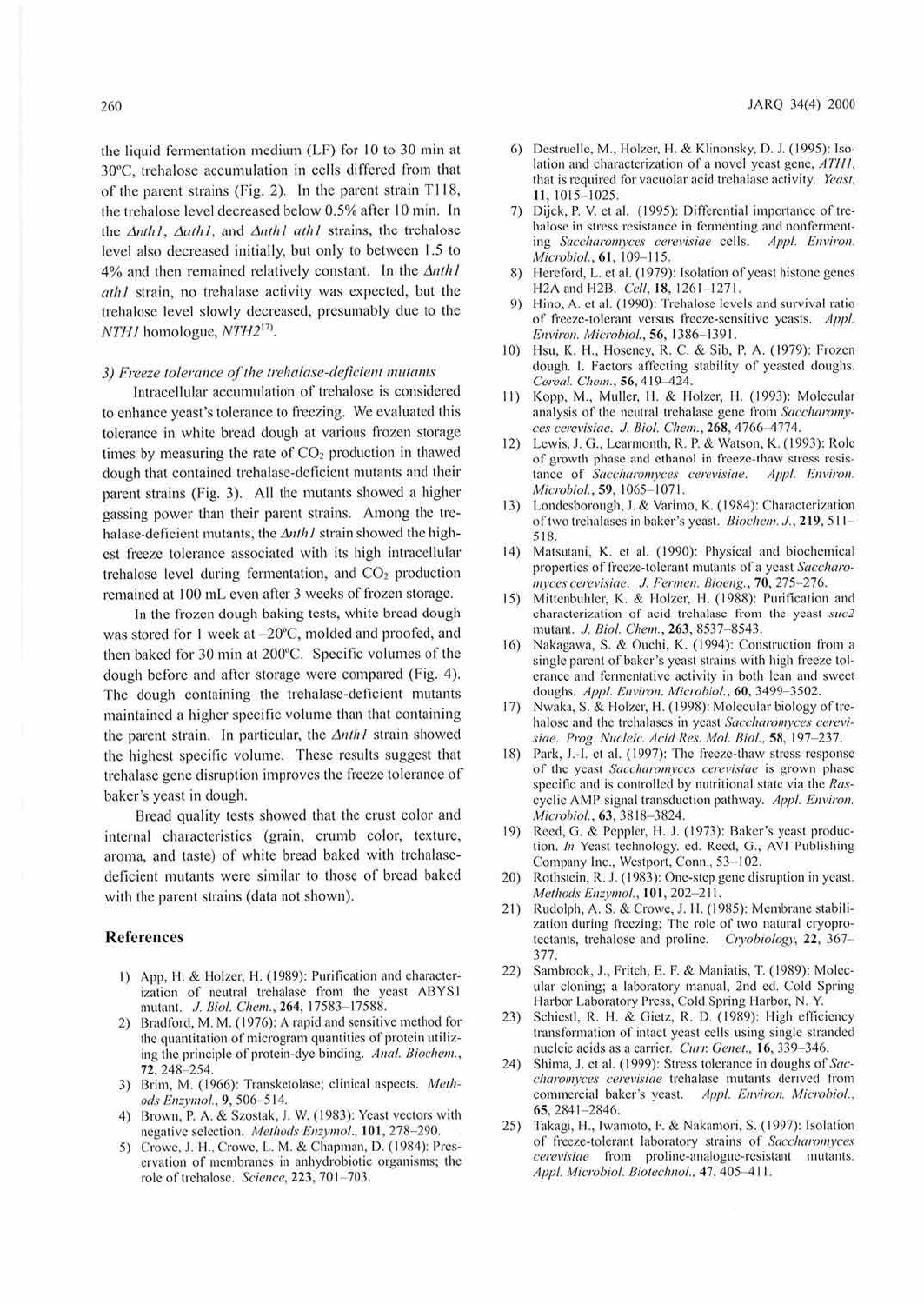the liquid fermentation medium (LF) for 10 to 30 min at 30ºC, trehalose accumulation in cells differed from that of the parent strains (Fig. 2). In the parent strain T118, the trehalose level decreased below 0.5% after 10 min. In the *Δnth1*, *Δath1*, and *Δnth1 ath1* strains, the trehalose level also decreased initially, but only to between 1.5 to 4% and then remained relatively constant. In the *Δnth1 ath1* strain, no trehalase activity was expected, but the trehalose level slowly decreased, presumably due to the *NTH1* homologue, *NTH2*[17].

### 3) Freeze tolerance of the trehalase-deficient mutants

Intracellular accumulation of trehalose is considered to enhance yeast's tolerance to freezing. We evaluated this tolerance in white bread dough at various frozen storage times by measuring the rate of $CO_2$ production in thawed dough that contained trehalase-deficient mutants and their parent strains (Fig. 3). All the mutants showed a higher gassing power than their parent strains. Among the trehalase-deficient mutants, the *Δnth1* strain showed the highest freeze tolerance associated with its high intracellular trehalose level during fermentation, and $CO_2$ production remained at 100 mL even after 3 weeks of frozen storage.

In the frozen dough baking tests, white bread dough was stored for 1 week at –20ºC, molded and proofed, and then baked for 30 min at 200ºC. Specific volumes of the dough before and after storage were compared (Fig. 4). The dough containing the trehalase-deficient mutants maintained a higher specific volume than that containing the parent strain. In particular, the *Δnth1* strain showed the highest specific volume. These results suggest that trehalase gene disruption improves the freeze tolerance of baker's yeast in dough.

Bread quality tests showed that the crust color and internal characteristics (grain, crumb color, texture, aroma, and taste) of white bread baked with trehalase-deficient mutants were similar to those of bread baked with the parent strains (data not shown).

## References

1) App, H. & Holzer, H. (1989): Purification and characterization of neutral trehalase from the yeast ABYS1 mutant. *J. Biol. Chem.*, **264**, 17583–17588.
2) Bradford, M. M. (1976): A rapid and sensitive method for the quantitation of microgram quantities of protein utilizing the principle of protein-dye binding. *Anal. Biochem.*, **72**, 248–254.
3) Brim, M. (1966): Transketolase; clinical aspects. *Methods Enzymol.*, **9**, 506–514.
4) Brown, P. A. & Szostak, J. W. (1983): Yeast vectors with negative selection. *Methods Enzymol.*, **101**, 278–290.
5) Crowe, J. H., Crowe, L. M. & Chapman, D. (1984): Preservation of membranes in anhydrobiotic organisms; the role of trehalose. *Science*, **223**, 701–703.
6) Destruelle, M., Holzer, H. & Klinonsky, D. J. (1995): Isolation and characterization of a novel yeast gene, *ATH1*, that is required for vacuolar acid trehalase activity. *Yeast*, **11**, 1015–1025.
7) Dijck, P. V. et al. (1995): Differential importance of trehalose in stress resistance in fermenting and nonfermenting *Saccharomyces cerevisiae* cells. *Appl. Environ. Microbiol.*, **61**, 109–115.
8) Hereford, L. et al. (1979): Isolation of yeast histone genes H2A and H2B. *Cell*, **18**, 1261–1271.
9) Hino, A. et al. (1990): Trehalose levels and survival ratio of freeze-tolerant versus freeze-sensitive yeasts. *Appl. Environ. Microbiol.*, **56**, 1386–1391.
10) Hsu, K. H., Hoseney, R. C. & Sib, P. A. (1979): Frozen dough. I. Factors affecting stability of yeasted doughs. *Cereal. Chem.*, **56**, 419–424.
11) Kopp, M., Muller, H. & Holzer, H. (1993): Molecular analysis of the neutral trehalase gene from *Saccharomyces cerevisiae*. *J. Biol. Chem.*, **268**, 4766–4774.
12) Lewis, J. G., Learmonth, R. P. & Watson, K. (1993): Role of growth phase and ethanol in freeze-thaw stress resistance of *Saccharomyces cerevisiae*. *Appl. Environ. Microbiol.*, **59**, 1065–1071.
13) Londesborough, J. & Varimo, K. (1984): Characterization of two trehalases in baker's yeast. *Biochem. J.*, **219**, 511–518.
14) Matsutani, K. et al. (1990): Physical and biochemical properties of freeze-tolerant mutants of a yeast *Saccharomyces cerevisiae*. *J. Fermen. Bioeng.*, **70**, 275–276.
15) Mittenbuhler, K. & Holzer, H. (1988): Purification and characterization of acid trehalase from the yeast *suc2* mutant. *J. Biol. Chem.*, **263**, 8537–8543.
16) Nakagawa, S. & Ouchi, K. (1994): Construction from a single parent of baker's yeast strains with high freeze tolerance and fermentative activity in both lean and sweet doughs. *Appl. Environ. Microbiol.*, **60**, 3499–3502.
17) Nwaka, S. & Holzer, H. (1998): Molecular biology of trehalose and the trehalases in yeast *Saccharomyces cerevisiae*. *Prog. Nucleic. Acid Res. Mol. Biol.*, **58**, 197–237.
18) Park, J.-I. et al. (1997): The freeze-thaw stress response of the yeast *Saccharomyces cerevisiae* is grown phase specific and is controlled by nutritional state via the *Ras*-cyclic AMP signal transduction pathway. *Appl. Environ. Microbiol.*, **63**, 3818–3824.
19) Reed, G. & Peppler, H. J. (1973): Baker's yeast production. *In* Yeast technology. ed. Reed, G., AVI Publishing Company Inc., Westport, Conn., 53–102.
20) Rothstein, R. J. (1983): One-step gene disruption in yeast. *Methods Enzymol.*, **101**, 202–211.
21) Rudolph, A. S. & Crowe, J. H. (1985): Membrane stabilization during freezing; The role of two natural cryoprotectants, trehalose and proline. *Cryobiology*, **22**, 367–377.
22) Sambrook, J., Fritch, E. F. & Maniatis, T. (1989): Molecular cloning; a laboratory manual, 2nd ed. Cold Spring Harbor Laboratory Press, Cold Spring Harbor, N. Y.
23) Schiestl, R. H. & Gietz, R. D. (1989): High efficiency transformation of intact yeast cells using single stranded nucleic acids as a carrier. *Curr. Genet.*, **16**, 339–346.
24) Shima, J. et al. (1999): Stress tolerance in doughs of *Saccharomyces cerevisiae* trehalase mutants derived from commercial baker's yeast. *Appl. Environ. Microbiol.*, **65**, 2841–2846.
25) Takagi, H., Iwamoto, F. & Nakamori, S. (1997): Isolation of freeze-tolerant laboratory strains of *Saccharomyces cerevisiae* from proline-analogue-resistant mutants. *Appl. Microbiol. Biotechnol.*, **47**, 405–411.